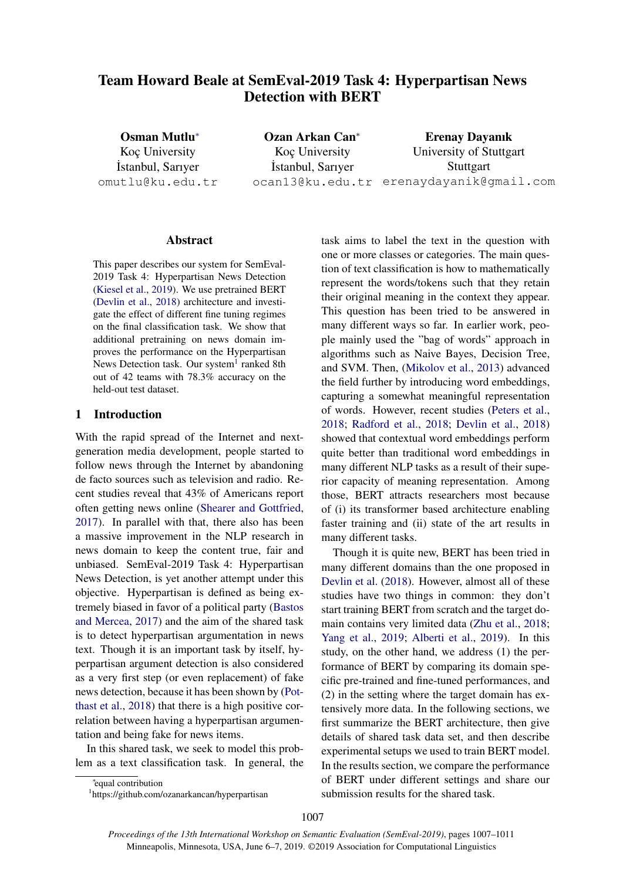# Team Howard Beale at SemEval-2019 Task 4: Hyperpartisan News Detection with BERT

**Osman Mutlu*** 
Koç University 
İstanbul, Sarıyer 
omutlu@ku.edu.tr

**Ozan Arkan Can*** 
Koç University 
İstanbul, Sarıyer 
ocan13@ku.edu.tr

**Erenay Dayanık** 
University of Stuttgart 
Stuttgart 
erenaydayanik@gmail.com

## Abstract

This paper describes our system for SemEval-2019 Task 4: Hyperpartisan News Detection (Kiesel et al., 2019). We use pretrained BERT (Devlin et al., 2018) architecture and investigate the effect of different fine tuning regimes on the final classification task. We show that additional pretraining on news domain improves the performance on the Hyperpartisan News Detection task. Our system[1] ranked 8th out of 42 teams with 78.3% accuracy on the held-out test dataset.

## 1 Introduction

With the rapid spread of the Internet and next-generation media development, people started to follow news through the Internet by abandoning de facto sources such as television and radio. Recent studies reveal that 43% of Americans report often getting news online (Shearer and Gottfried, 2017). In parallel with that, there also has been a massive improvement in the NLP research in news domain to keep the content true, fair and unbiased. SemEval-2019 Task 4: Hyperpartisan News Detection, is yet another attempt under this objective. Hyperpartisan is defined as being extremely biased in favor of a political party (Bastos and Mercea, 2017) and the aim of the shared task is to detect hyperpartisan argumentation in news text. Though it is an important task by itself, hyperpartisan argument detection is also considered as a very first step (or even replacement) of fake news detection, because it has been shown by (Potthast et al., 2018) that there is a high positive correlation between having a hyperpartisan argumentation and being fake for news items.

In this shared task, we seek to model this problem as a text classification task. In general, the task aims to label the text in the question with one or more classes or categories. The main question of text classification is how to mathematically represent the words/tokens such that they retain their original meaning in the context they appear. This question has been tried to be answered in many different ways so far. In earlier work, people mainly used the "bag of words" approach in algorithms such as Naive Bayes, Decision Tree, and SVM. Then, (Mikolov et al., 2013) advanced the field further by introducing word embeddings, capturing a somewhat meaningful representation of words. However, recent studies (Peters et al., 2018; Radford et al., 2018; Devlin et al., 2018) showed that contextual word embeddings perform quite better than traditional word embeddings in many different NLP tasks as a result of their superior capacity of meaning representation. Among those, BERT attracts researchers most because of (i) its transformer based architecture enabling faster training and (ii) state of the art results in many different tasks.

Though it is quite new, BERT has been tried in many different domains than the one proposed in Devlin et al. (2018). However, almost all of these studies have two things in common: they don't start training BERT from scratch and the target domain contains very limited data (Zhu et al., 2018; Yang et al., 2019; Alberti et al., 2019). In this study, on the other hand, we address (1) the performance of BERT by comparing its domain specific pre-trained and fine-tuned performances, and (2) in the setting where the target domain has extensively more data. In the following sections, we first summarize the BERT architecture, then give details of shared task data set, and then describe experimental setups we used to train BERT model. In the results section, we compare the performance of BERT under different settings and share our submission results for the shared task.

*equal contribution

[1] https://github.com/ozanarkancan/hyperpartisan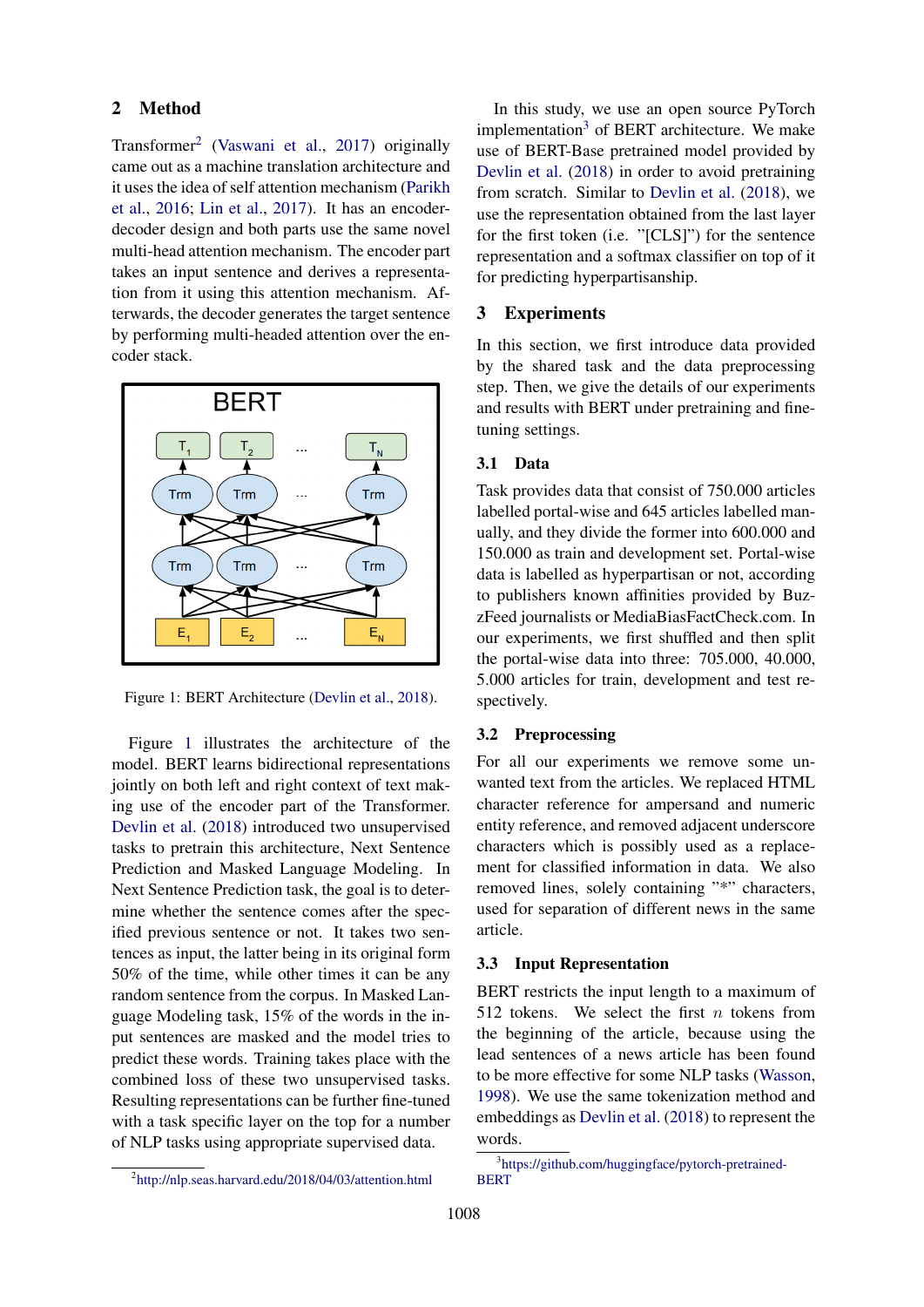## 2 Method

Transformer[2] (Vaswani et al., 2017) originally came out as a machine translation architecture and it uses the idea of self attention mechanism (Parikh et al., 2016; Lin et al., 2017). It has an encoder-decoder design and both parts use the same novel multi-head attention mechanism. The encoder part takes an input sentence and derives a representation from it using this attention mechanism. Afterwards, the decoder generates the target sentence by performing multi-headed attention over the encoder stack.

Figure 1: BERT Architecture (Devlin et al., 2018).

Figure 1 illustrates the architecture of the model. BERT learns bidirectional representations jointly on both left and right context of text making use of the encoder part of the Transformer. Devlin et al. (2018) introduced two unsupervised tasks to pretrain this architecture, Next Sentence Prediction and Masked Language Modeling. In Next Sentence Prediction task, the goal is to determine whether the sentence comes after the specified previous sentence or not. It takes two sentences as input, the latter being in its original form 50% of the time, while other times it can be any random sentence from the corpus. In Masked Language Modeling task, 15% of the words in the input sentences are masked and the model tries to predict these words. Training takes place with the combined loss of these two unsupervised tasks. Resulting representations can be further fine-tuned with a task specific layer on the top for a number of NLP tasks using appropriate supervised data.

[2]http://nlp.seas.harvard.edu/2018/04/03/attention.html

In this study, we use an open source PyTorch implementation[3] of BERT architecture. We make use of BERT-Base pretrained model provided by Devlin et al. (2018) in order to avoid pretraining from scratch. Similar to Devlin et al. (2018), we use the representation obtained from the last layer for the first token (i.e. "[CLS]") for the sentence representation and a softmax classifier on top of it for predicting hyperpartisanship.

## 3 Experiments

In this section, we first introduce data provided by the shared task and the data preprocessing step. Then, we give the details of our experiments and results with BERT under pretraining and fine-tuning settings.

### 3.1 Data

Task provides data that consist of 750.000 articles labelled portal-wise and 645 articles labelled manually, and they divide the former into 600.000 and 150.000 as train and development set. Portal-wise data is labelled as hyperpartisan or not, according to publishers known affinities provided by BuzzFeed journalists or MediaBiasFactCheck.com. In our experiments, we first shuffled and then split the portal-wise data into three: 705.000, 40.000, 5.000 articles for train, development and test respectively.

### 3.2 Preprocessing

For all our experiments we remove some unwanted text from the articles. We replaced HTML character reference for ampersand and numeric entity reference, and removed adjacent underscore characters which is possibly used as a replacement for classified information in data. We also removed lines, solely containing "*" characters, used for separation of different news in the same article.

### 3.3 Input Representation

BERT restricts the input length to a maximum of 512 tokens. We select the first $n$ tokens from the beginning of the article, because using the lead sentences of a news article has been found to be more effective for some NLP tasks (Wasson, 1998). We use the same tokenization method and embeddings as Devlin et al. (2018) to represent the words.

[3]https://github.com/huggingface/pytorch-pretrained-BERT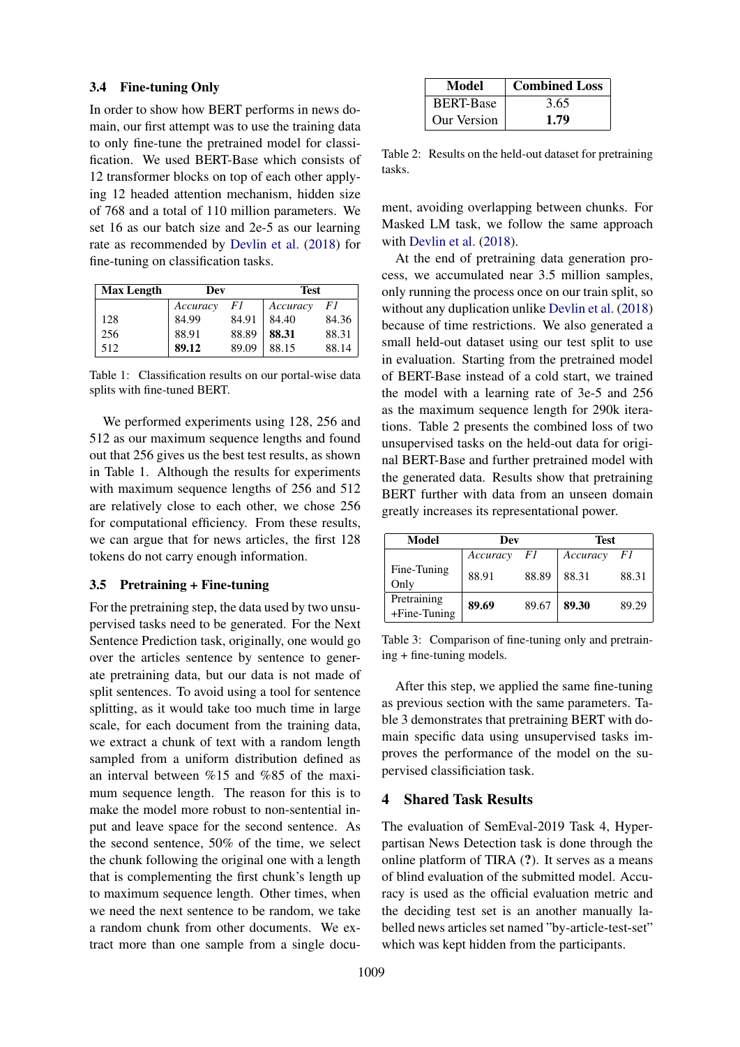### 3.4 Fine-tuning Only

In order to show how BERT performs in news domain, our first attempt was to use the training data to only fine-tune the pretrained model for classification. We used BERT-Base which consists of 12 transformer blocks on top of each other applying 12 headed attention mechanism, hidden size of 768 and a total of 110 million parameters. We set 16 as our batch size and 2e-5 as our learning rate as recommended by Devlin et al. (2018) for fine-tuning on classification tasks.

| Max Length | Dev | | Test | |
|---|---|---|---|---|
| | *Accuracy* | *F1* | *Accuracy* | *F1* |
| 128 | 84.99 | 84.91 | 84.40 | 84.36 |
| 256 | 88.91 | 88.89 | **88.31** | 88.31 |
| 512 | **89.12** | 89.09 | 88.15 | 88.14 |

Table 1: Classification results on our portal-wise data splits with fine-tuned BERT.

We performed experiments using 128, 256 and 512 as our maximum sequence lengths and found out that 256 gives us the best test results, as shown in Table 1. Although the results for experiments with maximum sequence lengths of 256 and 512 are relatively close to each other, we chose 256 for computational efficiency. From these results, we can argue that for news articles, the first 128 tokens do not carry enough information.

### 3.5 Pretraining + Fine-tuning

For the pretraining step, the data used by two unsupervised tasks need to be generated. For the Next Sentence Prediction task, originally, one would go over the articles sentence by sentence to generate pretraining data, but our data is not made of split sentences. To avoid using a tool for sentence splitting, as it would take too much time in large scale, for each document from the training data, we extract a chunk of text with a random length sampled from a uniform distribution defined as an interval between %15 and %85 of the maximum sequence length. The reason for this is to make the model more robust to non-sentential input and leave space for the second sentence. As the second sentence, 50% of the time, we select the chunk following the original one with a length that is complementing the first chunk's length up to maximum sequence length. Other times, when we need the next sentence to be random, we take a random chunk from other documents. We extract more than one sample from a single document, avoiding overlapping between chunks. For Masked LM task, we follow the same approach with Devlin et al. (2018).

| Model | Combined Loss |
|---|---|
| BERT-Base | 3.65 |
| Our Version | **1.79** |

Table 2: Results on the held-out dataset for pretraining tasks.

At the end of pretraining data generation process, we accumulated near 3.5 million samples, only running the process once on our train split, so without any duplication unlike Devlin et al. (2018) because of time restrictions. We also generated a small held-out dataset using our test split to use in evaluation. Starting from the pretrained model of BERT-Base instead of a cold start, we trained the model with a learning rate of 3e-5 and 256 as the maximum sequence length for 290k iterations. Table 2 presents the combined loss of two unsupervised tasks on the held-out data for original BERT-Base and further pretrained model with the generated data. Results show that pretraining BERT further with data from an unseen domain greatly increases its representational power.

| Model | Dev | | Test | |
|---|---|---|---|---|
| | *Accuracy* | *F1* | *Accuracy* | *F1* |
| Fine-Tuning Only | 88.91 | 88.89 | 88.31 | 88.31 |
| Pretraining +Fine-Tuning | **89.69** | 89.67 | **89.30** | 89.29 |

Table 3: Comparison of fine-tuning only and pretraining + fine-tuning models.

After this step, we applied the same fine-tuning as previous section with the same parameters. Table 3 demonstrates that pretraining BERT with domain specific data using unsupervised tasks improves the performance of the model on the supervised classificiation task.

## 4 Shared Task Results

The evaluation of SemEval-2019 Task 4, Hyperpartisan News Detection task is done through the online platform of TIRA (?). It serves as a means of blind evaluation of the submitted model. Accuracy is used as the official evaluation metric and the deciding test set is an another manually labelled news articles set named "by-article-test-set" which was kept hidden from the participants.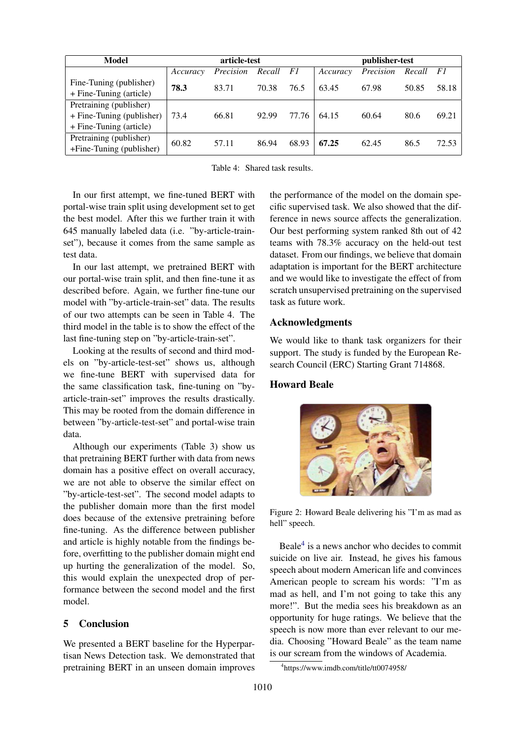| Model | article-test | | | | publisher-test | | | |
|---|---|---|---|---|---|---|---|---|
| | *Accuracy* | *Precision* | *Recall* | *F1* | *Accuracy* | *Precision* | *Recall* | *F1* |
| Fine-Tuning (publisher) + Fine-Tuning (article) | **78.3** | 83.71 | 70.38 | 76.5 | 63.45 | 67.98 | 50.85 | 58.18 |
| Pretraining (publisher) + Fine-Tuning (publisher) + Fine-Tuning (article) | 73.4 | 66.81 | 92.99 | 77.76 | 64.15 | 60.64 | 80.6 | 69.21 |
| Pretraining (publisher) +Fine-Tuning (publisher) | 60.82 | 57.11 | 86.94 | 68.93 | **67.25** | 62.45 | 86.5 | 72.53 |

Table 4: Shared task results.

In our first attempt, we fine-tuned BERT with portal-wise train split using development set to get the best model. After this we further train it with 645 manually labeled data (i.e. "by-article-train-set"), because it comes from the same sample as test data.

In our last attempt, we pretrained BERT with our portal-wise train split, and then fine-tune it as described before. Again, we further fine-tune our model with "by-article-train-set" data. The results of our two attempts can be seen in Table 4. The third model in the table is to show the effect of the last fine-tuning step on "by-article-train-set".

Looking at the results of second and third models on "by-article-test-set" shows us, although we fine-tune BERT with supervised data for the same classification task, fine-tuning on "by-article-train-set" improves the results drastically. This may be rooted from the domain difference in between "by-article-test-set" and portal-wise train data.

Although our experiments (Table 3) show us that pretraining BERT further with data from news domain has a positive effect on overall accuracy, we are not able to observe the similar effect on "by-article-test-set". The second model adapts to the publisher domain more than the first model does because of the extensive pretraining before fine-tuning. As the difference between publisher and article is highly notable from the findings before, overfitting to the publisher domain might end up hurting the generalization of the model. So, this would explain the unexpected drop of performance between the second model and the first model.

## 5 Conclusion

We presented a BERT baseline for the Hyperpartisan News Detection task. We demonstrated that pretraining BERT in an unseen domain improves the performance of the model on the domain specific supervised task. We also showed that the difference in news source affects the generalization. Our best performing system ranked 8th out of 42 teams with 78.3% accuracy on the held-out test dataset. From our findings, we believe that domain adaptation is important for the BERT architecture and we would like to investigate the effect of from scratch unsupervised pretraining on the supervised task as future work.

## Acknowledgments

We would like to thank task organizers for their support. The study is funded by the European Research Council (ERC) Starting Grant 714868.

## Howard Beale

Figure 2: Howard Beale delivering his "I'm as mad as hell" speech.

Beale[4] is a news anchor who decides to commit suicide on live air. Instead, he gives his famous speech about modern American life and convinces American people to scream his words: "I'm as mad as hell, and I'm not going to take this any more!". But the media sees his breakdown as an opportunity for huge ratings. We believe that the speech is now more than ever relevant to our media. Choosing "Howard Beale" as the team name is our scream from the windows of Academia.

[4] https://www.imdb.com/title/tt0074958/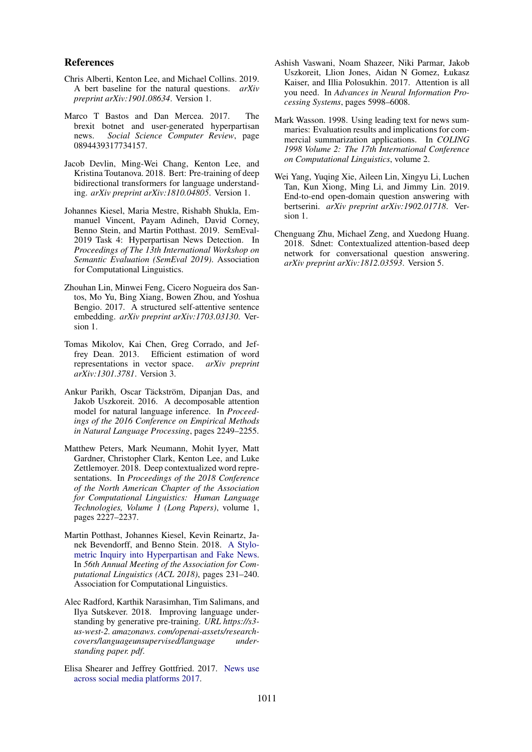## References

Chris Alberti, Kenton Lee, and Michael Collins. 2019. A bert baseline for the natural questions. *arXiv preprint arXiv:1901.08634*. Version 1.

Marco T Bastos and Dan Mercea. 2017. The brexit botnet and user-generated hyperpartisan news. *Social Science Computer Review*, page 0894439317734157.

Jacob Devlin, Ming-Wei Chang, Kenton Lee, and Kristina Toutanova. 2018. Bert: Pre-training of deep bidirectional transformers for language understanding. *arXiv preprint arXiv:1810.04805*. Version 1.

Johannes Kiesel, Maria Mestre, Rishabh Shukla, Emmanuel Vincent, Payam Adineh, David Corney, Benno Stein, and Martin Potthast. 2019. SemEval-2019 Task 4: Hyperpartisan News Detection. In *Proceedings of The 13th International Workshop on Semantic Evaluation (SemEval 2019)*. Association for Computational Linguistics.

Zhouhan Lin, Minwei Feng, Cicero Nogueira dos Santos, Mo Yu, Bing Xiang, Bowen Zhou, and Yoshua Bengio. 2017. A structured self-attentive sentence embedding. *arXiv preprint arXiv:1703.03130*. Version 1.

Tomas Mikolov, Kai Chen, Greg Corrado, and Jeffrey Dean. 2013. Efficient estimation of word representations in vector space. *arXiv preprint arXiv:1301.3781*. Version 3.

Ankur Parikh, Oscar Täckström, Dipanjan Das, and Jakob Uszkoreit. 2016. A decomposable attention model for natural language inference. In *Proceedings of the 2016 Conference on Empirical Methods in Natural Language Processing*, pages 2249–2255.

Matthew Peters, Mark Neumann, Mohit Iyyer, Matt Gardner, Christopher Clark, Kenton Lee, and Luke Zettlemoyer. 2018. Deep contextualized word representations. In *Proceedings of the 2018 Conference of the North American Chapter of the Association for Computational Linguistics: Human Language Technologies, Volume 1 (Long Papers)*, volume 1, pages 2227–2237.

Martin Potthast, Johannes Kiesel, Kevin Reinartz, Janek Bevendorff, and Benno Stein. 2018. A Stylometric Inquiry into Hyperpartisan and Fake News. In *56th Annual Meeting of the Association for Computational Linguistics (ACL 2018)*, pages 231–240. Association for Computational Linguistics.

Alec Radford, Karthik Narasimhan, Tim Salimans, and Ilya Sutskever. 2018. Improving language understanding by generative pre-training. *URL https://s3-us-west-2. amazonaws. com/openai-assets/research-covers/languageunsupervised/language understanding paper. pdf*.

Elisa Shearer and Jeffrey Gottfried. 2017. News use across social media platforms 2017.

Ashish Vaswani, Noam Shazeer, Niki Parmar, Jakob Uszkoreit, Llion Jones, Aidan N Gomez, Łukasz Kaiser, and Illia Polosukhin. 2017. Attention is all you need. In *Advances in Neural Information Processing Systems*, pages 5998–6008.

Mark Wasson. 1998. Using leading text for news summaries: Evaluation results and implications for commercial summarization applications. In *COLING 1998 Volume 2: The 17th International Conference on Computational Linguistics*, volume 2.

Wei Yang, Yuqing Xie, Aileen Lin, Xingyu Li, Luchen Tan, Kun Xiong, Ming Li, and Jimmy Lin. 2019. End-to-end open-domain question answering with bertserini. *arXiv preprint arXiv:1902.01718*. Version 1.

Chenguang Zhu, Michael Zeng, and Xuedong Huang. 2018. Sdnet: Contextualized attention-based deep network for conversational question answering. *arXiv preprint arXiv:1812.03593*. Version 5.